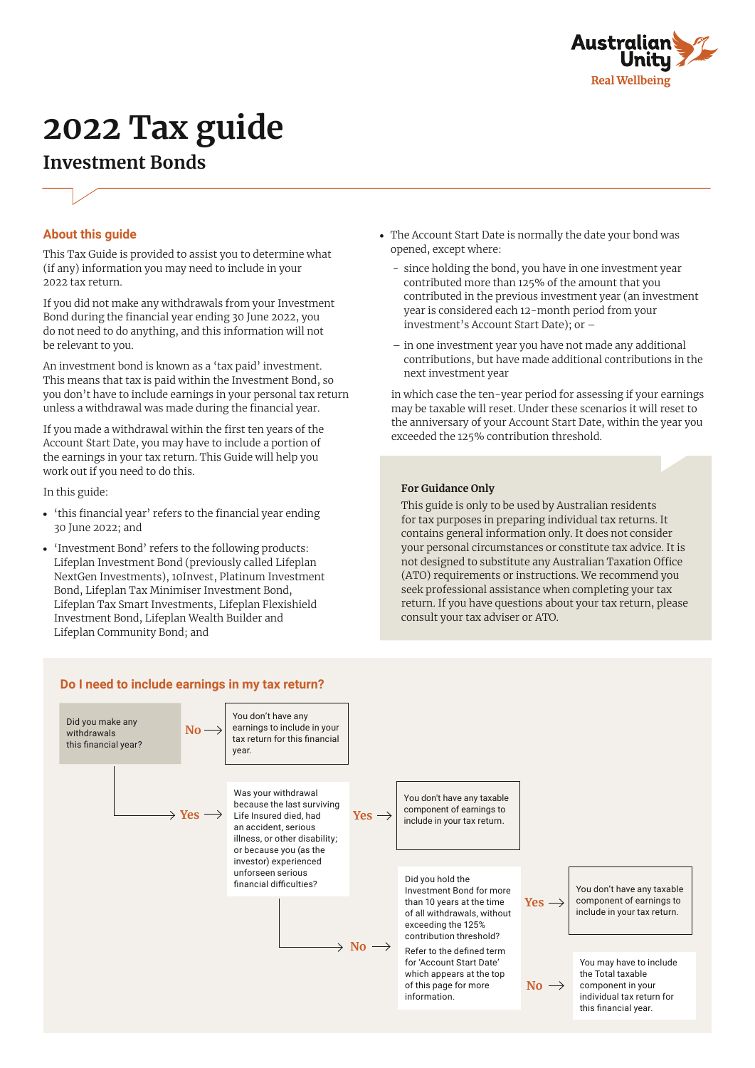# 2022 Tax guide

## Investment Bonds

### About this guide

This Tax Guide is provided to assist you to determine what (if any) information you may need to include in your 2022 tax return.

If you did not make any withdrawals from your Investment Bond during the financial year ending 30 June 2022, you do not need to do anything, and this information will not be relevant to you.

An investment bond is known as a 'tax paid' investment. This means that tax is paid within the Investment Bond, so you don't have to include earnings in your personal tax return unless a withdrawal was made during the financial year.

If you made a withdrawal within the first ten years of the Account Start Date, you may have to include a portion of the earnings in your tax return. This Guide will help you work out if you need to do this.

In this guide:

- 'this financial year' refers to the financial year ending 30 June 2022; and
- 'Investment Bond' refers to the following products: Lifeplan Investment Bond (previously called Lifeplan NextGen Investments), 10Invest, Platinum Investment Bond, Lifeplan Tax Minimiser Investment Bond, Lifeplan Tax Smart Investments, Lifeplan Flexishield Investment Bond, Lifeplan Wealth Builder and Lifeplan Community Bond; and
- The Account Start Date is normally the date your bond was opened, except where:
  - since holding the bond, you have in one investment year contributed more than 125% of the amount that you contributed in the previous investment year (an investment year is considered each 12-month period from your investment's Account Start Date); or –
  - in one investment year you have not made any additional contributions, but have made additional contributions in the next investment year

  in which case the ten-year period for assessing if your earnings may be taxable will reset. Under these scenarios it will reset to the anniversary of your Account Start Date, within the year you exceeded the 125% contribution threshold.

**For Guidance Only**

This guide is only to be used by Australian residents for tax purposes in preparing individual tax returns. It contains general information only. It does not consider your personal circumstances or constitute tax advice. It is not designed to substitute any Australian Taxation Office (ATO) requirements or instructions. We recommend you seek professional assistance when completing your tax return. If you have questions about your tax return, please consult your tax adviser or ATO.

### Do I need to include earnings in my tax return?

- **Did you make any withdrawals this financial year?**
  - **No** → You don't have any earnings to include in your tax return for this financial year.
  - **Yes** → **Was your withdrawal because the last surviving Life Insured died, had an accident, serious illness, or other disability; or because you (as the investor) experienced unforeseen serious financial difficulties?**
    - **Yes** → You don't have any taxable component of earnings to include in your tax return.
    - **No** → **Did you hold the Investment Bond for more than 10 years at the time of all withdrawals, without exceeding the 125% contribution threshold?** Refer to the defined term for 'Account Start Date' which appears at the top of this page for more information.
      - **Yes** → You don't have any taxable component of earnings to include in your tax return.
      - **No** → You may have to include the Total taxable component in your individual tax return for this financial year.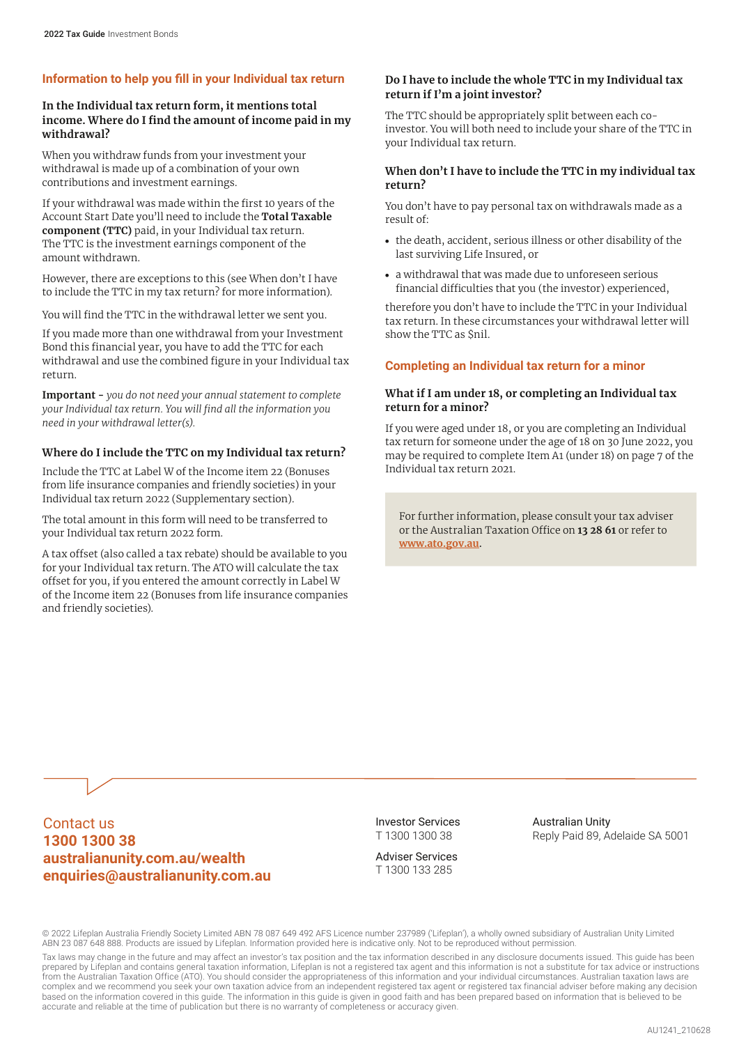## Information to help you fill in your Individual tax return

### In the Individual tax return form, it mentions total income. Where do I find the amount of income paid in my withdrawal?

When you withdraw funds from your investment your withdrawal is made up of a combination of your own contributions and investment earnings.

If your withdrawal was made within the first 10 years of the Account Start Date you'll need to include the **Total Taxable component (TTC)** paid, in your Individual tax return. The TTC is the investment earnings component of the amount withdrawn.

However, there are exceptions to this (see When don't I have to include the TTC in my tax return? for more information).

You will find the TTC in the withdrawal letter we sent you.

If you made more than one withdrawal from your Investment Bond this financial year, you have to add the TTC for each withdrawal and use the combined figure in your Individual tax return.

**Important -** *you do not need your annual statement to complete your Individual tax return. You will find all the information you need in your withdrawal letter(s).*

### Where do I include the TTC on my Individual tax return?

Include the TTC at Label W of the Income item 22 (Bonuses from life insurance companies and friendly societies) in your Individual tax return 2022 (Supplementary section).

The total amount in this form will need to be transferred to your Individual tax return 2022 form.

A tax offset (also called a tax rebate) should be available to you for your Individual tax return. The ATO will calculate the tax offset for you, if you entered the amount correctly in Label W of the Income item 22 (Bonuses from life insurance companies and friendly societies).

### Do I have to include the whole TTC in my Individual tax return if I'm a joint investor?

The TTC should be appropriately split between each co-investor. You will both need to include your share of the TTC in your Individual tax return.

### When don't I have to include the TTC in my individual tax return?

You don't have to pay personal tax on withdrawals made as a result of:

- the death, accident, serious illness or other disability of the last surviving Life Insured, or
- a withdrawal that was made due to unforeseen serious financial difficulties that you (the investor) experienced,

therefore you don't have to include the TTC in your Individual tax return. In these circumstances your withdrawal letter will show the TTC as $nil.

## Completing an Individual tax return for a minor

### What if I am under 18, or completing an Individual tax return for a minor?

If you were aged under 18, or you are completing an Individual tax return for someone under the age of 18 on 30 June 2022, you may be required to complete Item A1 (under 18) on page 7 of the Individual tax return 2021.

For further information, please consult your tax adviser or the Australian Taxation Office on **13 28 61** or refer to [www.ato.gov.au](http://www.ato.gov.au).

Contact us
**1300 1300 38**
**australianunity.com.au/wealth**
**enquiries@australianunity.com.au**

Investor Services
T 1300 1300 38

Adviser Services
T 1300 133 285

Australian Unity
Reply Paid 89, Adelaide SA 5001

© 2022 Lifeplan Australia Friendly Society Limited ABN 78 087 649 492 AFS Licence number 237989 ('Lifeplan'), a wholly owned subsidiary of Australian Unity Limited ABN 23 087 648 888. Products are issued by Lifeplan. Information provided here is indicative only. Not to be reproduced without permission.

Tax laws may change in the future and may affect an investor's tax position and the tax information described in any disclosure documents issued. This guide has been prepared by Lifeplan and contains general taxation information, Lifeplan is not a registered tax agent and this information is not a substitute for tax advice or instructions from the Australian Taxation Office (ATO). You should consider the appropriateness of this information and your individual circumstances. Australian taxation laws are complex and we recommend you seek your own taxation advice from an independent registered tax agent or registered tax financial adviser before making any decision based on the information covered in this guide. The information in this guide is given in good faith and has been prepared based on information that is believed to be accurate and reliable at the time of publication but there is no warranty of completeness or accuracy given.

AU1241_210628